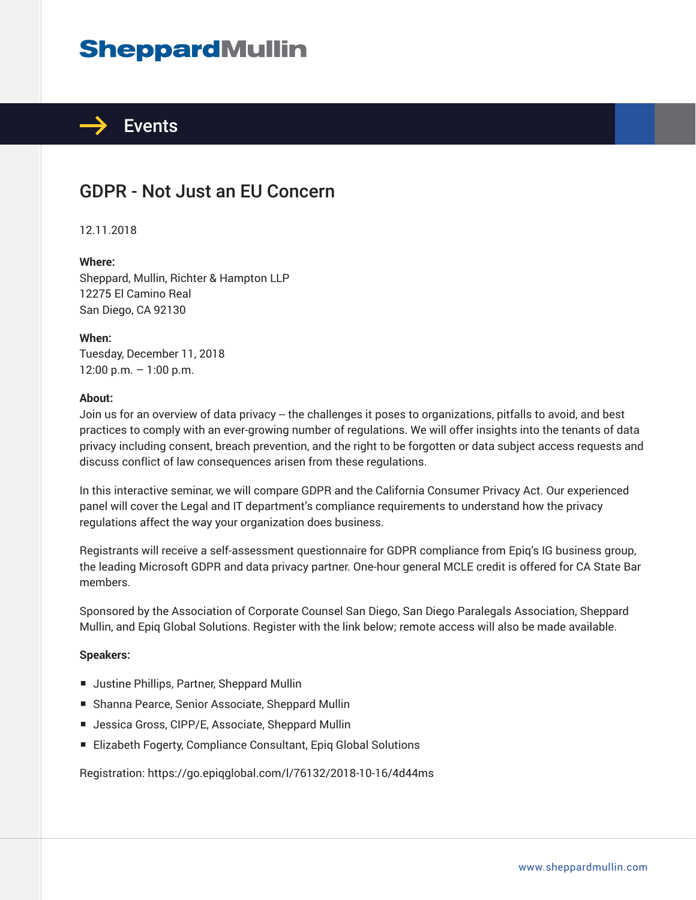# SheppardMullin

## Events

## GDPR - Not Just an EU Concern

12.11.2018

**Where:**
Sheppard, Mullin, Richter & Hampton LLP
12275 El Camino Real
San Diego, CA 92130

**When:**
Tuesday, December 11, 2018
12:00 p.m. – 1:00 p.m.

**About:**
Join us for an overview of data privacy -- the challenges it poses to organizations, pitfalls to avoid, and best practices to comply with an ever-growing number of regulations. We will offer insights into the tenants of data privacy including consent, breach prevention, and the right to be forgotten or data subject access requests and discuss conflict of law consequences arisen from these regulations.

In this interactive seminar, we will compare GDPR and the California Consumer Privacy Act. Our experienced panel will cover the Legal and IT department's compliance requirements to understand how the privacy regulations affect the way your organization does business.

Registrants will receive a self-assessment questionnaire for GDPR compliance from Epiq's IG business group, the leading Microsoft GDPR and data privacy partner. One-hour general MCLE credit is offered for CA State Bar members.

Sponsored by the Association of Corporate Counsel San Diego, San Diego Paralegals Association, Sheppard Mullin, and Epiq Global Solutions. Register with the link below; remote access will also be made available.

**Speakers:**

- Justine Phillips, Partner, Sheppard Mullin
- Shanna Pearce, Senior Associate, Sheppard Mullin
- Jessica Gross, CIPP/E, Associate, Sheppard Mullin
- Elizabeth Fogerty, Compliance Consultant, Epiq Global Solutions

Registration: https://go.epiqglobal.com/l/76132/2018-10-16/4d44ms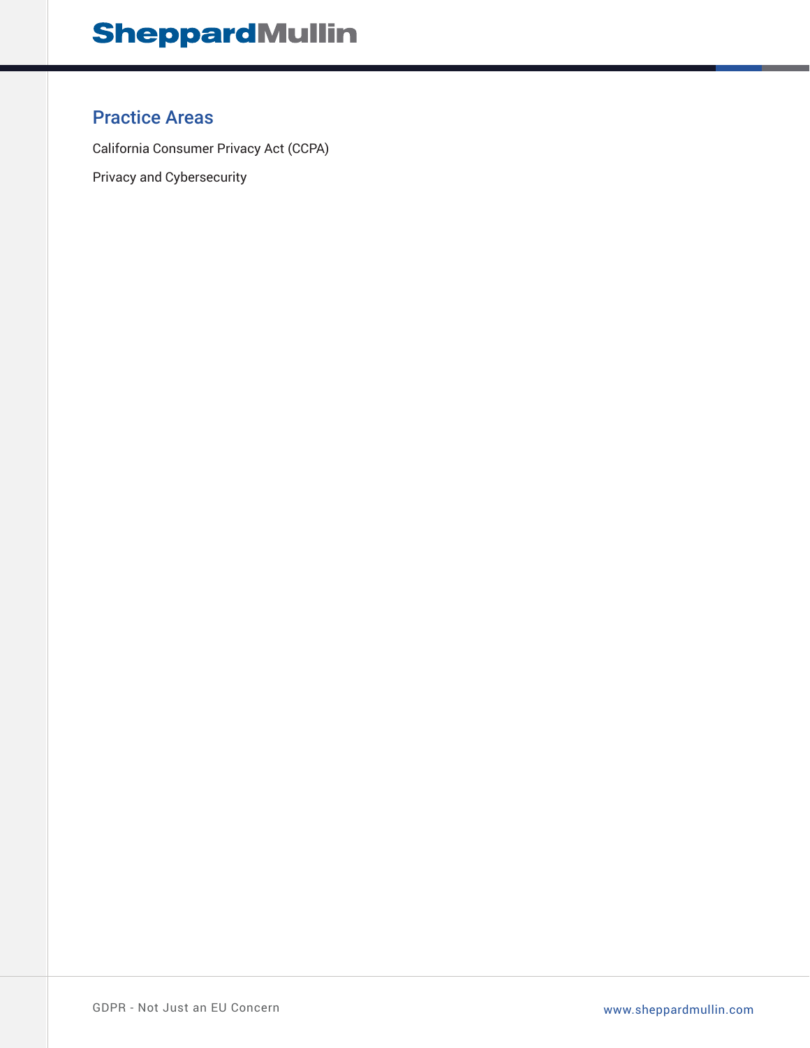## Practice Areas

California Consumer Privacy Act (CCPA)

Privacy and Cybersecurity